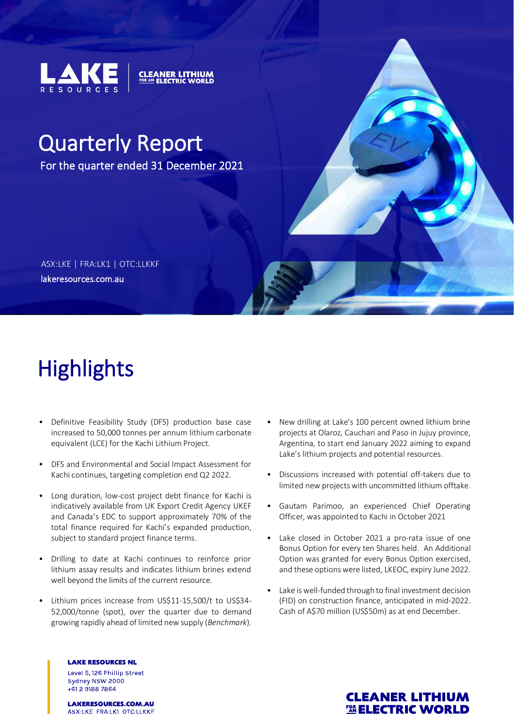LAKE RESOURCES | CLEANER LITHIUM FOR AN ELECTRIC WORLD

# Quarterly Report

For the quarter ended 31 December 2021

ASX:LKE | FRA:LK1 | OTC:LLKKF
lakeresources.com.au

# Highlights

- Definitive Feasibility Study (DFS) production base case increased to 50,000 tonnes per annum lithium carbonate equivalent (LCE) for the Kachi Lithium Project.
- DFS and Environmental and Social Impact Assessment for Kachi continues, targeting completion end Q2 2022.
- Long duration, low-cost project debt finance for Kachi is indicatively available from UK Export Credit Agency UKEF and Canada's EDC to support approximately 70% of the total finance required for Kachi's expanded production, subject to standard project finance terms.
- Drilling to date at Kachi continues to reinforce prior lithium assay results and indicates lithium brines extend well beyond the limits of the current resource.
- Lithium prices increase from US$11-15,500/t to US$34-52,000/tonne (spot), over the quarter due to demand growing rapidly ahead of limited new supply (*Benchmark*).
- New drilling at Lake's 100 percent owned lithium brine projects at Olaroz, Cauchari and Paso in Jujuy province, Argentina, to start end January 2022 aiming to expand Lake's lithium projects and potential resources.
- Discussions increased with potential off-takers due to limited new projects with uncommitted lithium offtake.
- Gautam Parimoo, an experienced Chief Operating Officer, was appointed to Kachi in October 2021
- Lake closed in October 2021 a pro-rata issue of one Bonus Option for every ten Shares held. An Additional Option was granted for every Bonus Option exercised, and these options were listed, LKEOC, expiry June 2022.
- Lake is well-funded through to final investment decision (FID) on construction finance, anticipated in mid-2022. Cash of A$70 million (US$50m) as at end December.

**LAKE RESOURCES NL**
Level 5, 126 Phillip Street
Sydney NSW 2000
+61 2 9188 7864

**LAKERESOURCES.COM.AU**
ASX:LKE FRA:LK1 OTC:LLKKF

CLEANER LITHIUM FOR AN ELECTRIC WORLD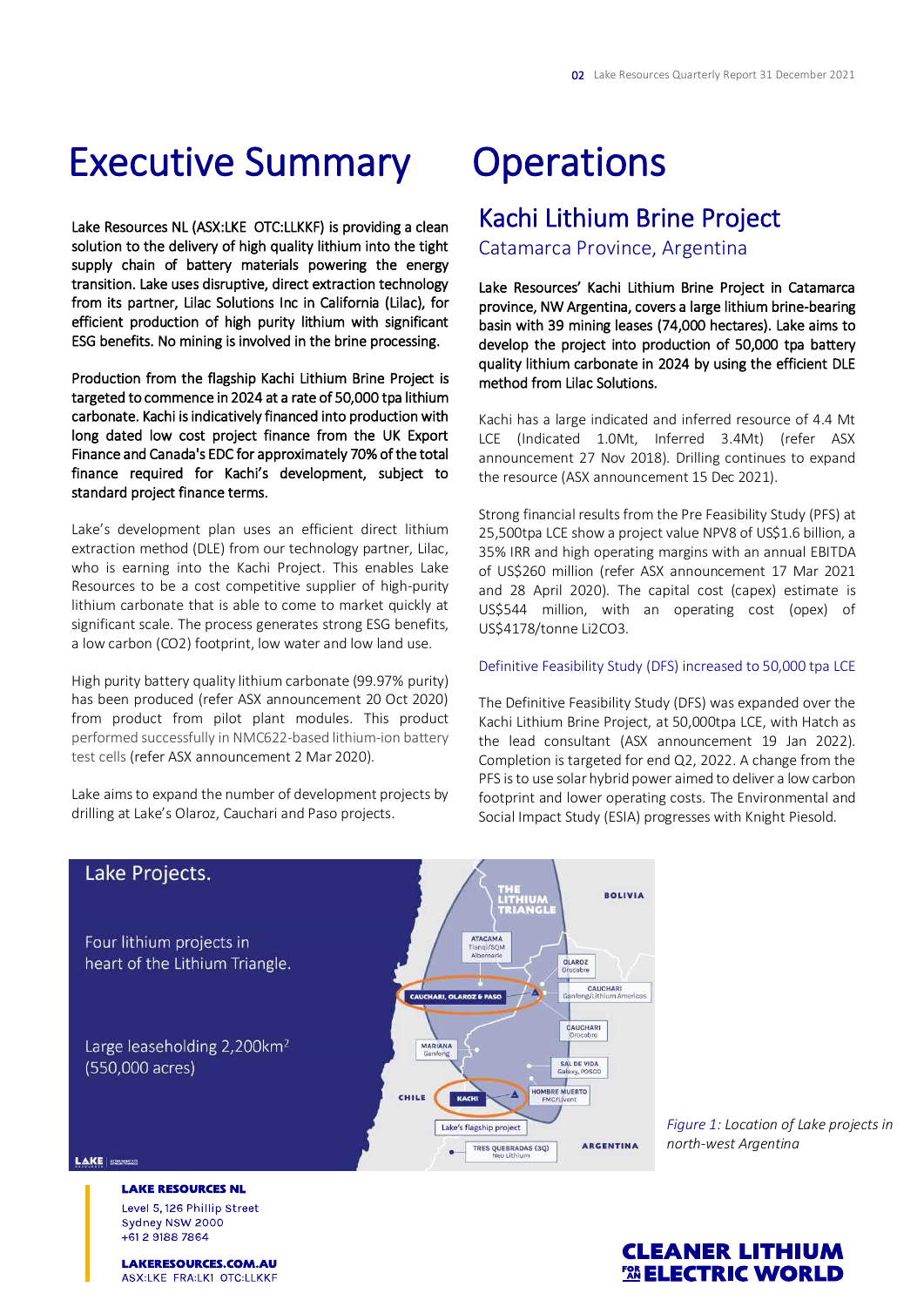# Executive Summary

**Lake Resources NL (ASX:LKE OTC:LLKKF) is providing a clean solution to the delivery of high quality lithium into the tight supply chain of battery materials powering the energy transition. Lake uses disruptive, direct extraction technology from its partner, Lilac Solutions Inc in California (Lilac), for efficient production of high purity lithium with significant ESG benefits. No mining is involved in the brine processing.**

**Production from the flagship Kachi Lithium Brine Project is targeted to commence in 2024 at a rate of 50,000 tpa lithium carbonate. Kachi is indicatively financed into production with long dated low cost project finance from the UK Export Finance and Canada's EDC for approximately 70% of the total finance required for Kachi's development, subject to standard project finance terms.**

Lake's development plan uses an efficient direct lithium extraction method (DLE) from our technology partner, Lilac, who is earning into the Kachi Project. This enables Lake Resources to be a cost competitive supplier of high-purity lithium carbonate that is able to come to market quickly at significant scale. The process generates strong ESG benefits, a low carbon ($CO_2$) footprint, low water and low land use.

High purity battery quality lithium carbonate (99.97% purity) has been produced (refer ASX announcement 20 Oct 2020) from product from pilot plant modules. This product performed successfully in NMC622-based lithium-ion battery test cells (refer ASX announcement 2 Mar 2020).

Lake aims to expand the number of development projects by drilling at Lake's Olaroz, Cauchari and Paso projects.

# Operations

## Kachi Lithium Brine Project

### Catamarca Province, Argentina

**Lake Resources' Kachi Lithium Brine Project in Catamarca province, NW Argentina, covers a large lithium brine-bearing basin with 39 mining leases (74,000 hectares). Lake aims to develop the project into production of 50,000 tpa battery quality lithium carbonate in 2024 by using the efficient DLE method from Lilac Solutions.**

Kachi has a large indicated and inferred resource of 4.4 Mt LCE (Indicated 1.0Mt, Inferred 3.4Mt) (refer ASX announcement 27 Nov 2018). Drilling continues to expand the resource (ASX announcement 15 Dec 2021).

Strong financial results from the Pre Feasibility Study (PFS) at 25,500tpa LCE show a project value NPV8 of US$1.6 billion, a 35% IRR and high operating margins with an annual EBITDA of US$260 million (refer ASX announcement 17 Mar 2021 and 28 April 2020). The capital cost (capex) estimate is US$544 million, with an operating cost (opex) of US$4178/tonne $Li_2CO_3$.

### Definitive Feasibility Study (DFS) increased to 50,000 tpa LCE

The Definitive Feasibility Study (DFS) was expanded over the Kachi Lithium Brine Project, at 50,000tpa LCE, with Hatch as the lead consultant (ASX announcement 19 Jan 2022). Completion is targeted for end Q2, 2022. A change from the PFS is to use solar hybrid power aimed to deliver a low carbon footprint and lower operating costs. The Environmental and Social Impact Study (ESIA) progresses with Knight Piesold.

Lake Projects.

Four lithium projects in heart of the Lithium Triangle.

Large leaseholding 2,200km² (550,000 acres)

*Figure 1: Location of Lake projects in north-west Argentina*

**LAKE RESOURCES NL**
Level 5, 126 Phillip Street
Sydney NSW 2000
+61 2 9188 7864

**LAKERESOURCES.COM.AU**
ASX:LKE FRA:LK1 OTC:LLKKF

**CLEANER LITHIUM FOR AN ELECTRIC WORLD**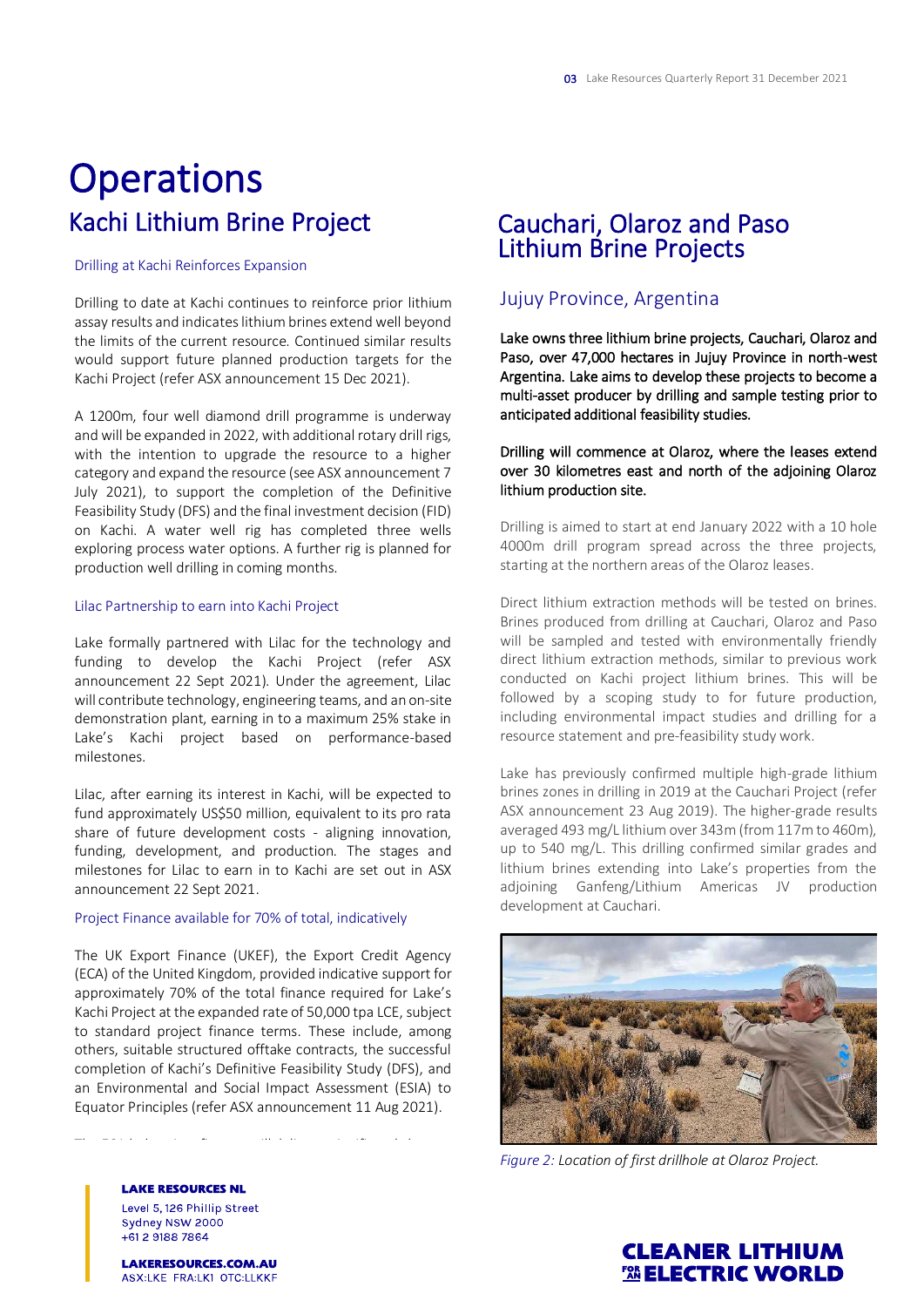# Operations

## Kachi Lithium Brine Project

### Drilling at Kachi Reinforces Expansion

Drilling to date at Kachi continues to reinforce prior lithium assay results and indicates lithium brines extend well beyond the limits of the current resource. Continued similar results would support future planned production targets for the Kachi Project (refer ASX announcement 15 Dec 2021).

A 1200m, four well diamond drill programme is underway and will be expanded in 2022, with additional rotary drill rigs, with the intention to upgrade the resource to a higher category and expand the resource (see ASX announcement 7 July 2021), to support the completion of the Definitive Feasibility Study (DFS) and the final investment decision (FID) on Kachi. A water well rig has completed three wells exploring process water options. A further rig is planned for production well drilling in coming months.

### Lilac Partnership to earn into Kachi Project

Lake formally partnered with Lilac for the technology and funding to develop the Kachi Project (refer ASX announcement 22 Sept 2021). Under the agreement, Lilac will contribute technology, engineering teams, and an on-site demonstration plant, earning in to a maximum 25% stake in Lake's Kachi project based on performance-based milestones.

Lilac, after earning its interest in Kachi, will be expected to fund approximately US$50 million, equivalent to its pro rata share of future development costs - aligning innovation, funding, development, and production. The stages and milestones for Lilac to earn in to Kachi are set out in ASX announcement 22 Sept 2021.

### Project Finance available for 70% of total, indicatively

The UK Export Finance (UKEF), the Export Credit Agency (ECA) of the United Kingdom, provided indicative support for approximately 70% of the total finance required for Lake's Kachi Project at the expanded rate of 50,000 tpa LCE, subject to standard project finance terms. These include, among others, suitable structured offtake contracts, the successful completion of Kachi's Definitive Feasibility Study (DFS), and an Environmental and Social Impact Assessment (ESIA) to Equator Principles (refer ASX announcement 11 Aug 2021).

## Cauchari, Olaroz and Paso Lithium Brine Projects

### Jujuy Province, Argentina

**Lake owns three lithium brine projects, Cauchari, Olaroz and Paso, over 47,000 hectares in Jujuy Province in north-west Argentina. Lake aims to develop these projects to become a multi-asset producer by drilling and sample testing prior to anticipated additional feasibility studies.**

**Drilling will commence at Olaroz, where the leases extend over 30 kilometres east and north of the adjoining Olaroz lithium production site.**

Drilling is aimed to start at end January 2022 with a 10 hole 4000m drill program spread across the three projects, starting at the northern areas of the Olaroz leases.

Direct lithium extraction methods will be tested on brines. Brines produced from drilling at Cauchari, Olaroz and Paso will be sampled and tested with environmentally friendly direct lithium extraction methods, similar to previous work conducted on Kachi project lithium brines. This will be followed by a scoping study to for future production, including environmental impact studies and drilling for a resource statement and pre-feasibility study work.

Lake has previously confirmed multiple high-grade lithium brines zones in drilling in 2019 at the Cauchari Project (refer ASX announcement 23 Aug 2019). The higher-grade results averaged 493 mg/L lithium over 343m (from 117m to 460m), up to 540 mg/L. This drilling confirmed similar grades and lithium brines extending into Lake's properties from the adjoining Ganfeng/Lithium Americas JV production development at Cauchari.

*Figure 2: Location of first drillhole at Olaroz Project.*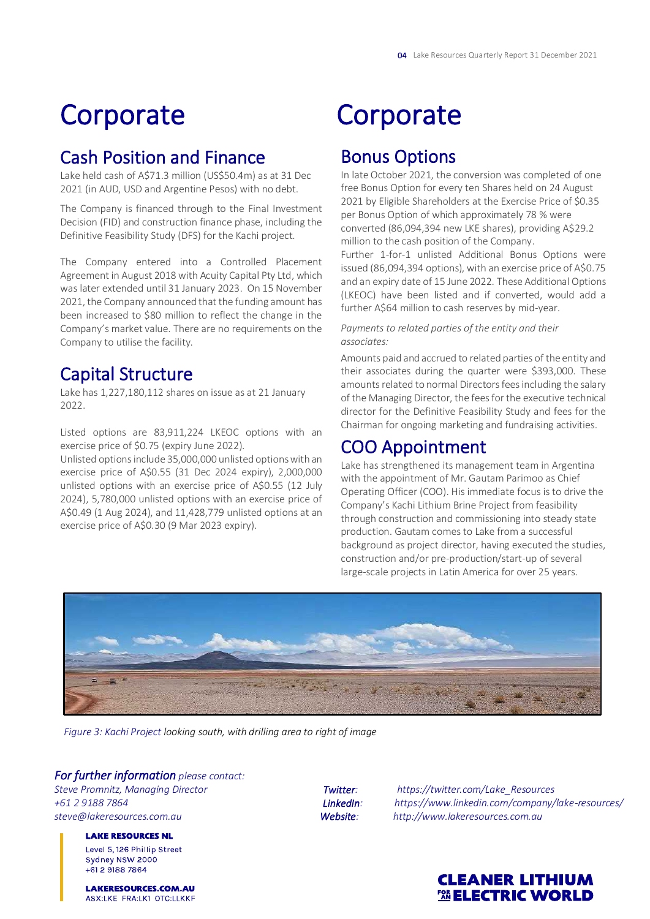# Corporate

## Cash Position and Finance

Lake held cash of A$71.3 million (US$50.4m) as at 31 Dec 2021 (in AUD, USD and Argentine Pesos) with no debt.

The Company is financed through to the Final Investment Decision (FID) and construction finance phase, including the Definitive Feasibility Study (DFS) for the Kachi project.

The Company entered into a Controlled Placement Agreement in August 2018 with Acuity Capital Pty Ltd, which was later extended until 31 January 2023. On 15 November 2021, the Company announced that the funding amount has been increased to $80 million to reflect the change in the Company's market value. There are no requirements on the Company to utilise the facility.

## Capital Structure

Lake has 1,227,180,112 shares on issue as at 21 January 2022.

Listed options are 83,911,224 LKEOC options with an exercise price of $0.75 (expiry June 2022).
Unlisted options include 35,000,000 unlisted options with an exercise price of A$0.55 (31 Dec 2024 expiry), 2,000,000 unlisted options with an exercise price of A$0.55 (12 July 2024), 5,780,000 unlisted options with an exercise price of A$0.49 (1 Aug 2024), and 11,428,779 unlisted options at an exercise price of A$0.30 (9 Mar 2023 expiry).

# Corporate

## Bonus Options

In late October 2021, the conversion was completed of one free Bonus Option for every ten Shares held on 24 August 2021 by Eligible Shareholders at the Exercise Price of $0.35 per Bonus Option of which approximately 78 % were converted (86,094,394 new LKE shares), providing A$29.2 million to the cash position of the Company.
Further 1-for-1 unlisted Additional Bonus Options were issued (86,094,394 options), with an exercise price of A$0.75 and an expiry date of 15 June 2022. These Additional Options (LKEOC) have been listed and if converted, would add a further A$64 million to cash reserves by mid-year.

*Payments to related parties of the entity and their associates:*

Amounts paid and accrued to related parties of the entity and their associates during the quarter were $393,000. These amounts related to normal Directors fees including the salary of the Managing Director, the fees for the executive technical director for the Definitive Feasibility Study and fees for the Chairman for ongoing marketing and fundraising activities.

## COO Appointment

Lake has strengthened its management team in Argentina with the appointment of Mr. Gautam Parimoo as Chief Operating Officer (COO). His immediate focus is to drive the Company's Kachi Lithium Brine Project from feasibility through construction and commissioning into steady state production. Gautam comes to Lake from a successful background as project director, having executed the studies, construction and/or pre-production/start-up of several large-scale projects in Latin America for over 25 years.

*Figure 3: Kachi Project looking south, with drilling area to right of image*

***For further information** please contact:*
*Steve Promnitz, Managing Director*
*+61 2 9188 7864*
*steve@lakeresources.com.au*

***Twitter**: https://twitter.com/Lake_Resources*
***LinkedIn**: https://www.linkedin.com/company/lake-resources/*
***Website**: http://www.lakeresources.com.au*

**LAKE RESOURCES NL**
Level 5, 126 Phillip Street
Sydney NSW 2000
+61 2 9188 7864

**LAKERESOURCES.COM.AU**
ASX:LKE FRA:LK1 OTC:LLKKF

**CLEANER LITHIUM FOR AN ELECTRIC WORLD**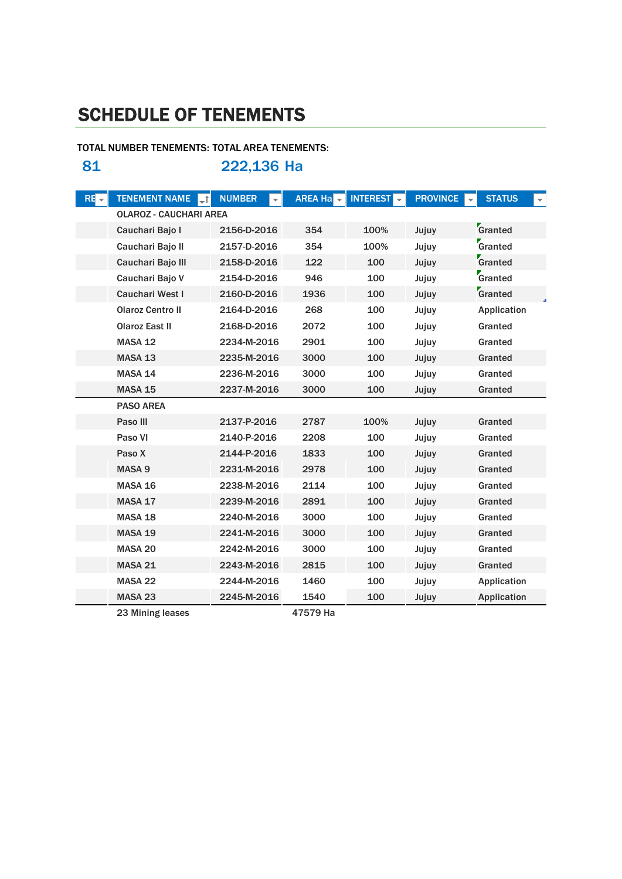# SCHEDULE OF TENEMENTS

TOTAL NUMBER TENEMENTS: TOTAL AREA TENEMENTS:

**81** **222,136 Ha**

| RE | TENEMENT NAME | NUMBER | AREA Ha | INTEREST | PROVINCE | STATUS |
|---|---|---|---|---|---|---|
| | OLAROZ - CAUCHARI AREA | | | | | |
| | Cauchari Bajo I | 2156-D-2016 | 354 | 100% | Jujuy | Granted |
| | Cauchari Bajo II | 2157-D-2016 | 354 | 100% | Jujuy | Granted |
| | Cauchari Bajo III | 2158-D-2016 | 122 | 100 | Jujuy | Granted |
| | Cauchari Bajo V | 2154-D-2016 | 946 | 100 | Jujuy | Granted |
| | Cauchari West I | 2160-D-2016 | 1936 | 100 | Jujuy | Granted |
| | Olaroz Centro II | 2164-D-2016 | 268 | 100 | Jujuy | Application |
| | Olaroz East II | 2168-D-2016 | 2072 | 100 | Jujuy | Granted |
| | MASA 12 | 2234-M-2016 | 2901 | 100 | Jujuy | Granted |
| | MASA 13 | 2235-M-2016 | 3000 | 100 | Jujuy | Granted |
| | MASA 14 | 2236-M-2016 | 3000 | 100 | Jujuy | Granted |
| | MASA 15 | 2237-M-2016 | 3000 | 100 | Jujuy | Granted |
| | PASO AREA | | | | | |
| | Paso III | 2137-P-2016 | 2787 | 100% | Jujuy | Granted |
| | Paso VI | 2140-P-2016 | 2208 | 100 | Jujuy | Granted |
| | Paso X | 2144-P-2016 | 1833 | 100 | Jujuy | Granted |
| | MASA 9 | 2231-M-2016 | 2978 | 100 | Jujuy | Granted |
| | MASA 16 | 2238-M-2016 | 2114 | 100 | Jujuy | Granted |
| | MASA 17 | 2239-M-2016 | 2891 | 100 | Jujuy | Granted |
| | MASA 18 | 2240-M-2016 | 3000 | 100 | Jujuy | Granted |
| | MASA 19 | 2241-M-2016 | 3000 | 100 | Jujuy | Granted |
| | MASA 20 | 2242-M-2016 | 3000 | 100 | Jujuy | Granted |
| | MASA 21 | 2243-M-2016 | 2815 | 100 | Jujuy | Granted |
| | MASA 22 | 2244-M-2016 | 1460 | 100 | Jujuy | Application |
| | MASA 23 | 2245-M-2016 | 1540 | 100 | Jujuy | Application |
| | 23 Mining leases | | 47579 Ha | | | |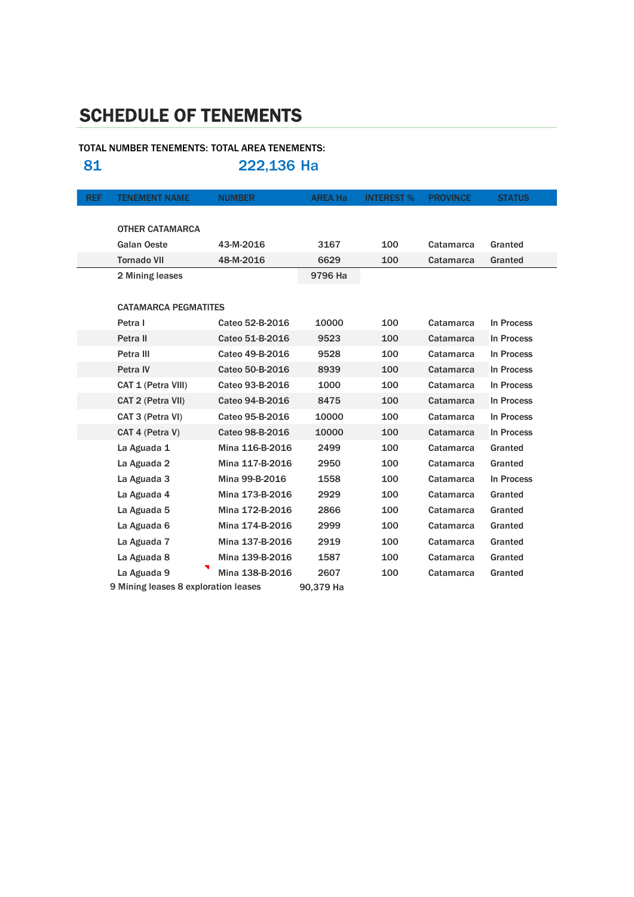# SCHEDULE OF TENEMENTS

TOTAL NUMBER TENEMENTS: TOTAL AREA TENEMENTS:

81 222,136 Ha

| REF | TENEMENT NAME | NUMBER | AREA Ha | INTEREST % | PROVINCE | STATUS |
|---|---|---|---|---|---|---|
| | OTHER CATAMARCA | | | | | |
| | Galan Oeste | 43-M-2016 | 3167 | 100 | Catamarca | Granted |
| | Tornado VII | 48-M-2016 | 6629 | 100 | Catamarca | Granted |
| | 2 Mining leases | | 9796 Ha | | | |
| | CATAMARCA PEGMATITES | | | | | |
| | Petra I | Cateo 52-B-2016 | 10000 | 100 | Catamarca | In Process |
| | Petra II | Cateo 51-B-2016 | 9523 | 100 | Catamarca | In Process |
| | Petra III | Cateo 49-B-2016 | 9528 | 100 | Catamarca | In Process |
| | Petra IV | Cateo 50-B-2016 | 8939 | 100 | Catamarca | In Process |
| | CAT 1 (Petra VIII) | Cateo 93-B-2016 | 1000 | 100 | Catamarca | In Process |
| | CAT 2 (Petra VII) | Cateo 94-B-2016 | 8475 | 100 | Catamarca | In Process |
| | CAT 3 (Petra VI) | Cateo 95-B-2016 | 10000 | 100 | Catamarca | In Process |
| | CAT 4 (Petra V) | Cateo 98-B-2016 | 10000 | 100 | Catamarca | In Process |
| | La Aguada 1 | Mina 116-B-2016 | 2499 | 100 | Catamarca | Granted |
| | La Aguada 2 | Mina 117-B-2016 | 2950 | 100 | Catamarca | Granted |
| | La Aguada 3 | Mina 99-B-2016 | 1558 | 100 | Catamarca | In Process |
| | La Aguada 4 | Mina 173-B-2016 | 2929 | 100 | Catamarca | Granted |
| | La Aguada 5 | Mina 172-B-2016 | 2866 | 100 | Catamarca | Granted |
| | La Aguada 6 | Mina 174-B-2016 | 2999 | 100 | Catamarca | Granted |
| | La Aguada 7 | Mina 137-B-2016 | 2919 | 100 | Catamarca | Granted |
| | La Aguada 8 | Mina 139-B-2016 | 1587 | 100 | Catamarca | Granted |
| | La Aguada 9 | Mina 138-B-2016 | 2607 | 100 | Catamarca | Granted |
| | 9 Mining leases 8 exploration leases | | 90,379 Ha | | | |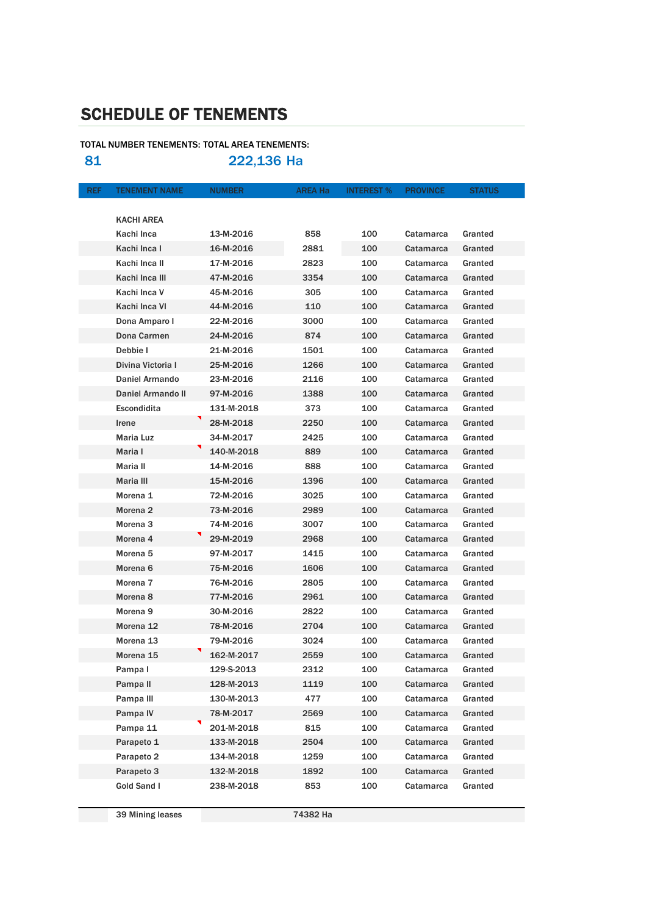# SCHEDULE OF TENEMENTS

TOTAL NUMBER TENEMENTS: TOTAL AREA TENEMENTS:

**81** **222,136 Ha**

| REF | TENEMENT NAME | NUMBER | AREA Ha | INTEREST % | PROVINCE | STATUS |
|---|---|---|---|---|---|---|
| | KACHI AREA | | | | | |
| | Kachi Inca | 13-M-2016 | 858 | 100 | Catamarca | Granted |
| | Kachi Inca I | 16-M-2016 | 2881 | 100 | Catamarca | Granted |
| | Kachi Inca II | 17-M-2016 | 2823 | 100 | Catamarca | Granted |
| | Kachi Inca III | 47-M-2016 | 3354 | 100 | Catamarca | Granted |
| | Kachi Inca V | 45-M-2016 | 305 | 100 | Catamarca | Granted |
| | Kachi Inca VI | 44-M-2016 | 110 | 100 | Catamarca | Granted |
| | Dona Amparo I | 22-M-2016 | 3000 | 100 | Catamarca | Granted |
| | Dona Carmen | 24-M-2016 | 874 | 100 | Catamarca | Granted |
| | Debbie I | 21-M-2016 | 1501 | 100 | Catamarca | Granted |
| | Divina Victoria I | 25-M-2016 | 1266 | 100 | Catamarca | Granted |
| | Daniel Armando | 23-M-2016 | 2116 | 100 | Catamarca | Granted |
| | Daniel Armando II | 97-M-2016 | 1388 | 100 | Catamarca | Granted |
| | Escondidita | 131-M-2018 | 373 | 100 | Catamarca | Granted |
| | Irene | 28-M-2018 | 2250 | 100 | Catamarca | Granted |
| | Maria Luz | 34-M-2017 | 2425 | 100 | Catamarca | Granted |
| | Maria I | 140-M-2018 | 889 | 100 | Catamarca | Granted |
| | Maria II | 14-M-2016 | 888 | 100 | Catamarca | Granted |
| | Maria III | 15-M-2016 | 1396 | 100 | Catamarca | Granted |
| | Morena 1 | 72-M-2016 | 3025 | 100 | Catamarca | Granted |
| | Morena 2 | 73-M-2016 | 2989 | 100 | Catamarca | Granted |
| | Morena 3 | 74-M-2016 | 3007 | 100 | Catamarca | Granted |
| | Morena 4 | 29-M-2019 | 2968 | 100 | Catamarca | Granted |
| | Morena 5 | 97-M-2017 | 1415 | 100 | Catamarca | Granted |
| | Morena 6 | 75-M-2016 | 1606 | 100 | Catamarca | Granted |
| | Morena 7 | 76-M-2016 | 2805 | 100 | Catamarca | Granted |
| | Morena 8 | 77-M-2016 | 2961 | 100 | Catamarca | Granted |
| | Morena 9 | 30-M-2016 | 2822 | 100 | Catamarca | Granted |
| | Morena 12 | 78-M-2016 | 2704 | 100 | Catamarca | Granted |
| | Morena 13 | 79-M-2016 | 3024 | 100 | Catamarca | Granted |
| | Morena 15 | 162-M-2017 | 2559 | 100 | Catamarca | Granted |
| | Pampa I | 129-S-2013 | 2312 | 100 | Catamarca | Granted |
| | Pampa II | 128-M-2013 | 1119 | 100 | Catamarca | Granted |
| | Pampa III | 130-M-2013 | 477 | 100 | Catamarca | Granted |
| | Pampa IV | 78-M-2017 | 2569 | 100 | Catamarca | Granted |
| | Pampa 11 | 201-M-2018 | 815 | 100 | Catamarca | Granted |
| | Parapeto 1 | 133-M-2018 | 2504 | 100 | Catamarca | Granted |
| | Parapeto 2 | 134-M-2018 | 1259 | 100 | Catamarca | Granted |
| | Parapeto 3 | 132-M-2018 | 1892 | 100 | Catamarca | Granted |
| | Gold Sand I | 238-M-2018 | 853 | 100 | Catamarca | Granted |
| | 39 Mining leases | | 74382 Ha | | | |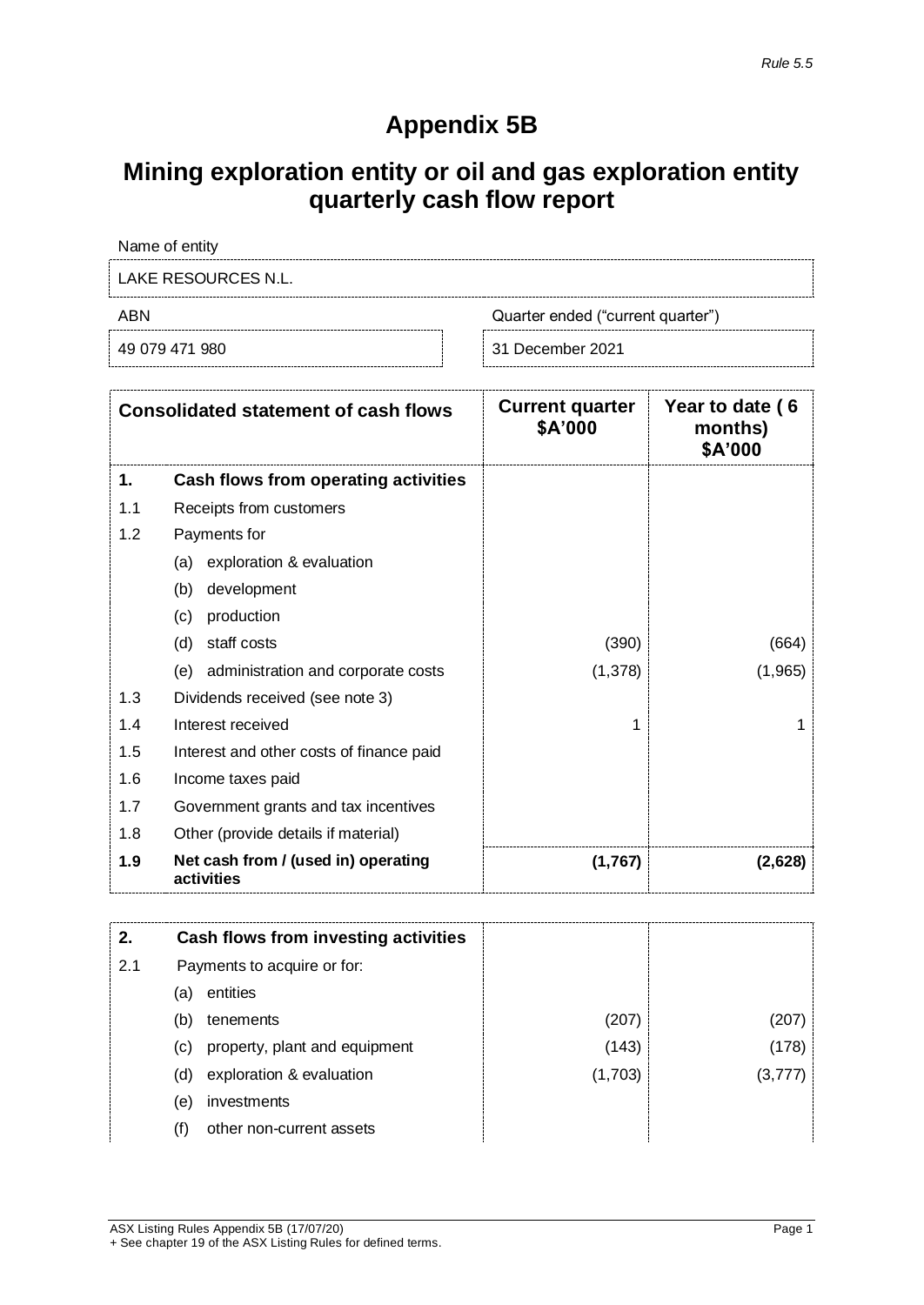*Rule 5.5*

# Appendix 5B

## Mining exploration entity or oil and gas exploration entity quarterly cash flow report

| Name of entity | |
|---|---|
| LAKE RESOURCES N.L. | |

| ABN | Quarter ended ("current quarter") |
|---|---|
| 49 079 471 980 | 31 December 2021 |

| | Consolidated statement of cash flows | Current quarter $A'000 | Year to date ( 6 months) $A'000 |
|---|---|---|---|
| **1.** | **Cash flows from operating activities** | | |
| 1.1 | Receipts from customers | | |
| 1.2 | Payments for | | |
| | (a) exploration & evaluation | | |
| | (b) development | | |
| | (c) production | | |
| | (d) staff costs | (390) | (664) |
| | (e) administration and corporate costs | (1,378) | (1,965) |
| 1.3 | Dividends received (see note 3) | | |
| 1.4 | Interest received | 1 | 1 |
| 1.5 | Interest and other costs of finance paid | | |
| 1.6 | Income taxes paid | | |
| 1.7 | Government grants and tax incentives | | |
| 1.8 | Other (provide details if material) | | |
| **1.9** | **Net cash from / (used in) operating activities** | **(1,767)** | **(2,628)** |

| | | | |
|---|---|---|---|
| **2.** | **Cash flows from investing activities** | | |
| 2.1 | Payments to acquire or for: | | |
| | (a) entities | | |
| | (b) tenements | (207) | (207) |
| | (c) property, plant and equipment | (143) | (178) |
| | (d) exploration & evaluation | (1,703) | (3,777) |
| | (e) investments | | |
| | (f) other non-current assets | | |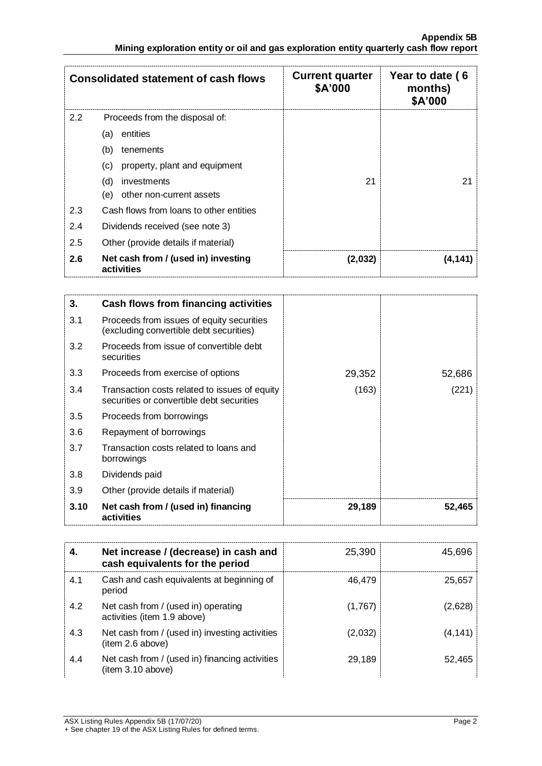| Consolidated statement of cash flows | | Current quarter $A'000 | Year to date ( 6 months) $A'000 |
|---|---|---|---|
| 2.2 | Proceeds from the disposal of: | | |
| | (a) entities | | |
| | (b) tenements | | |
| | (c) property, plant and equipment | | |
| | (d) investments | 21 | 21 |
| | (e) other non-current assets | | |
| 2.3 | Cash flows from loans to other entities | | |
| 2.4 | Dividends received (see note 3) | | |
| 2.5 | Other (provide details if material) | | |
| **2.6** | **Net cash from / (used in) investing activities** | **(2,032)** | **(4,141)** |

| 3. | Cash flows from financing activities | | |
|---|---|---|---|
| 3.1 | Proceeds from issues of equity securities (excluding convertible debt securities) | | |
| 3.2 | Proceeds from issue of convertible debt securities | | |
| 3.3 | Proceeds from exercise of options | 29,352 | 52,686 |
| 3.4 | Transaction costs related to issues of equity securities or convertible debt securities | (163) | (221) |
| 3.5 | Proceeds from borrowings | | |
| 3.6 | Repayment of borrowings | | |
| 3.7 | Transaction costs related to loans and borrowings | | |
| 3.8 | Dividends paid | | |
| 3.9 | Other (provide details if material) | | |
| **3.10** | **Net cash from / (used in) financing activities** | **29,189** | **52,465** |

| 4. | Net increase / (decrease) in cash and cash equivalents for the period | 25,390 | 45,696 |
|---|---|---|---|
| 4.1 | Cash and cash equivalents at beginning of period | 46,479 | 25,657 |
| 4.2 | Net cash from / (used in) operating activities (item 1.9 above) | (1,767) | (2,628) |
| 4.3 | Net cash from / (used in) investing activities (item 2.6 above) | (2,032) | (4,141) |
| 4.4 | Net cash from / (used in) financing activities (item 3.10 above) | 29,189 | 52,465 |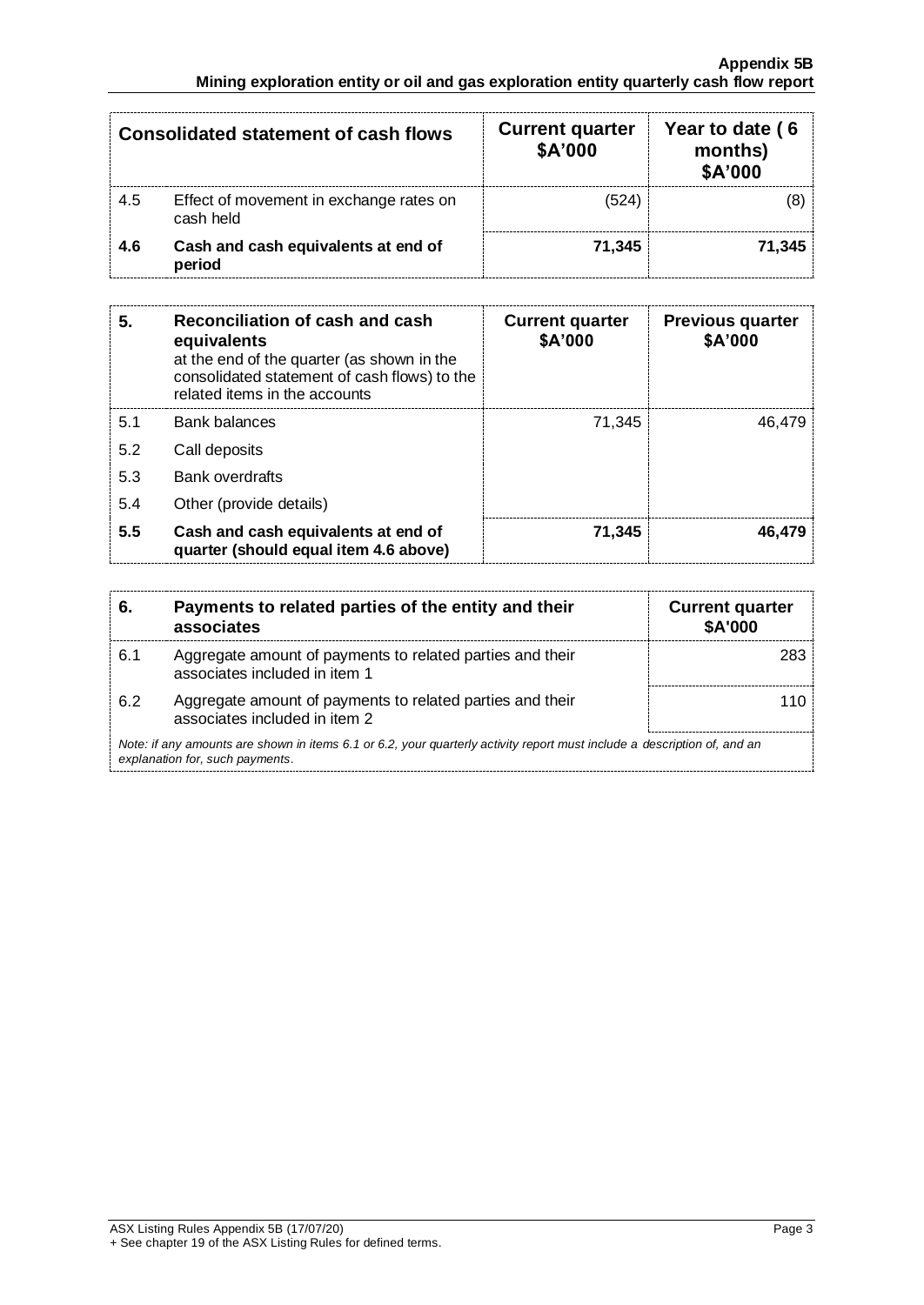| Consolidated statement of cash flows | | Current quarter $A'000 | Year to date ( 6 months) $A'000 |
|---|---|---|---|
| 4.5 | Effect of movement in exchange rates on cash held | (524) | (8) |
| **4.6** | **Cash and cash equivalents at end of period** | **71,345** | **71,345** |

| **5.** | **Reconciliation of cash and cash equivalents** at the end of the quarter (as shown in the consolidated statement of cash flows) to the related items in the accounts | **Current quarter $A'000** | **Previous quarter $A'000** |
|---|---|---|---|
| 5.1 | Bank balances | 71,345 | 46,479 |
| 5.2 | Call deposits | | |
| 5.3 | Bank overdrafts | | |
| 5.4 | Other (provide details) | | |
| **5.5** | **Cash and cash equivalents at end of quarter (should equal item 4.6 above)** | **71,345** | **46,479** |

| **6.** | **Payments to related parties of the entity and their associates** | **Current quarter $A'000** |
|---|---|---|
| 6.1 | Aggregate amount of payments to related parties and their associates included in item 1 | 283 |
| 6.2 | Aggregate amount of payments to related parties and their associates included in item 2 | 110 |

*Note: if any amounts are shown in items 6.1 or 6.2, your quarterly activity report must include a description of, and an explanation for, such payments.*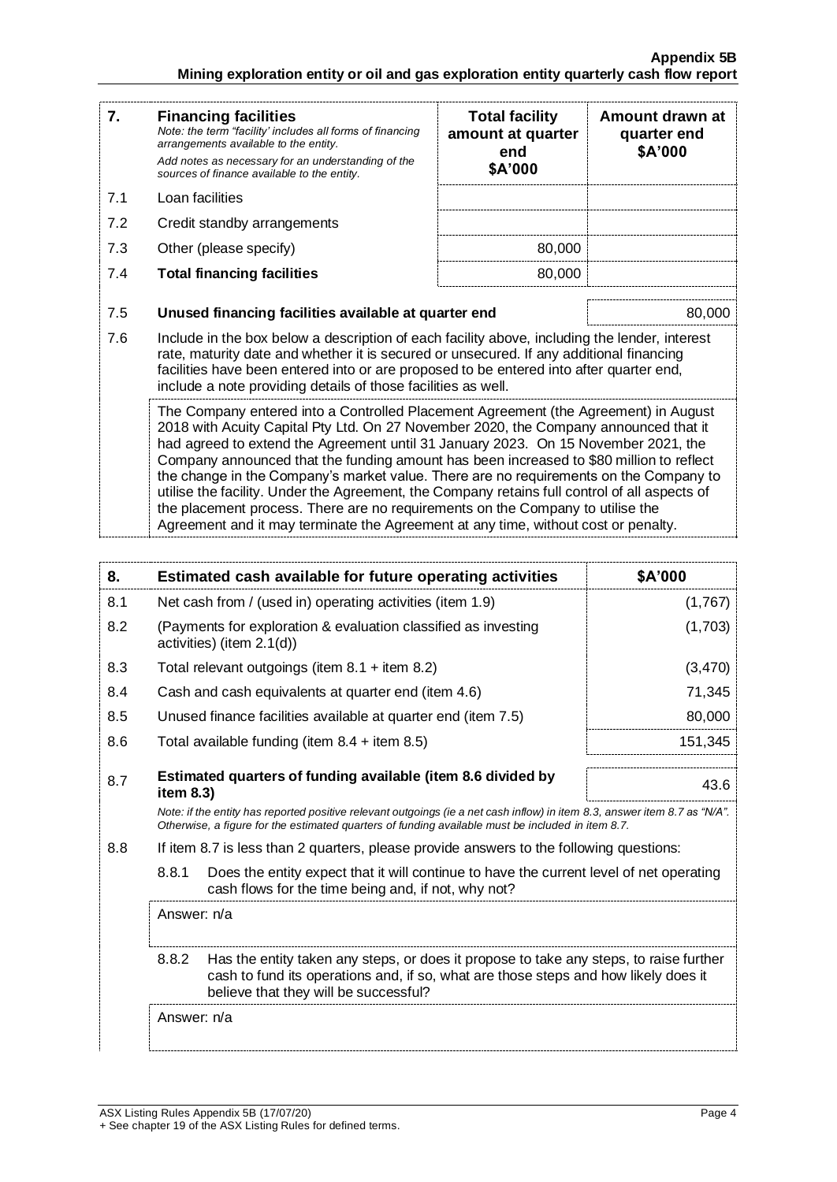| 7. | **Financing facilities** *Note: the term "facility' includes all forms of financing arrangements available to the entity.* *Add notes as necessary for an understanding of the sources of finance available to the entity.* | **Total facility amount at quarter end \$A'000** | **Amount drawn at quarter end \$A'000** |
|---|---|---|---|
| 7.1 | Loan facilities | | |
| 7.2 | Credit standby arrangements | | |
| 7.3 | Other (please specify) | 80,000 | |
| 7.4 | **Total financing facilities** | 80,000 | |

| | | |
|---|---|---|
| 7.5 | **Unused financing facilities available at quarter end** | 80,000 |

7.6 Include in the box below a description of each facility above, including the lender, interest rate, maturity date and whether it is secured or unsecured. If any additional financing facilities have been entered into or are proposed to be entered into after quarter end, include a note providing details of those facilities as well.

The Company entered into a Controlled Placement Agreement (the Agreement) in August 2018 with Acuity Capital Pty Ltd. On 27 November 2020, the Company announced that it had agreed to extend the Agreement until 31 January 2023. On 15 November 2021, the Company announced that the funding amount has been increased to \$80 million to reflect the change in the Company's market value. There are no requirements on the Company to utilise the facility. Under the Agreement, the Company retains full control of all aspects of the placement process. There are no requirements on the Company to utilise the Agreement and it may terminate the Agreement at any time, without cost or penalty.

| 8. | **Estimated cash available for future operating activities** | **\$A'000** |
|---|---|---|
| 8.1 | Net cash from / (used in) operating activities (item 1.9) | (1,767) |
| 8.2 | (Payments for exploration & evaluation classified as investing activities) (item 2.1(d)) | (1,703) |
| 8.3 | Total relevant outgoings (item 8.1 + item 8.2) | (3,470) |
| 8.4 | Cash and cash equivalents at quarter end (item 4.6) | 71,345 |
| 8.5 | Unused finance facilities available at quarter end (item 7.5) | 80,000 |
| 8.6 | Total available funding (item 8.4 + item 8.5) | 151,345 |
| 8.7 | **Estimated quarters of funding available (item 8.6 divided by item 8.3)** | 43.6 |

*Note: if the entity has reported positive relevant outgoings (ie a net cash inflow) in item 8.3, answer item 8.7 as "N/A". Otherwise, a figure for the estimated quarters of funding available must be included in item 8.7.*

8.8 If item 8.7 is less than 2 quarters, please provide answers to the following questions:

8.8.1 Does the entity expect that it will continue to have the current level of net operating cash flows for the time being and, if not, why not?

Answer: n/a

8.8.2 Has the entity taken any steps, or does it propose to take any steps, to raise further cash to fund its operations and, if so, what are those steps and how likely does it believe that they will be successful?

Answer: n/a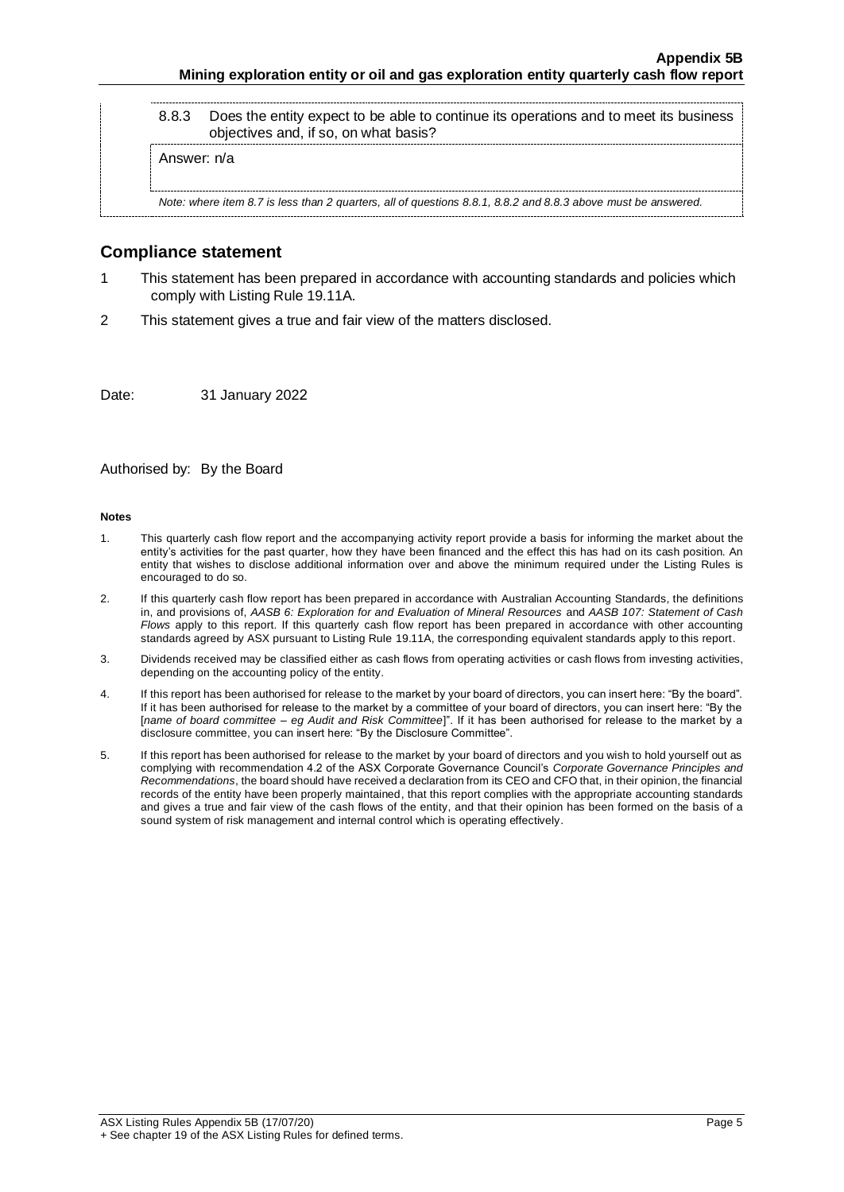8.8.3 Does the entity expect to be able to continue its operations and to meet its business objectives and, if so, on what basis?

Answer: n/a

*Note: where item 8.7 is less than 2 quarters, all of questions 8.8.1, 8.8.2 and 8.8.3 above must be answered.*

## Compliance statement

1. This statement has been prepared in accordance with accounting standards and policies which comply with Listing Rule 19.11A.
2. This statement gives a true and fair view of the matters disclosed.

Date: 31 January 2022

Authorised by: By the Board

**Notes**

1. This quarterly cash flow report and the accompanying activity report provide a basis for informing the market about the entity's activities for the past quarter, how they have been financed and the effect this has had on its cash position. An entity that wishes to disclose additional information over and above the minimum required under the Listing Rules is encouraged to do so.
2. If this quarterly cash flow report has been prepared in accordance with Australian Accounting Standards, the definitions in, and provisions of, *AASB 6: Exploration for and Evaluation of Mineral Resources* and *AASB 107: Statement of Cash Flows* apply to this report. If this quarterly cash flow report has been prepared in accordance with other accounting standards agreed by ASX pursuant to Listing Rule 19.11A, the corresponding equivalent standards apply to this report.
3. Dividends received may be classified either as cash flows from operating activities or cash flows from investing activities, depending on the accounting policy of the entity.
4. If this report has been authorised for release to the market by your board of directors, you can insert here: "By the board". If it has been authorised for release to the market by a committee of your board of directors, you can insert here: "By the [*name of board committee – eg Audit and Risk Committee*]". If it has been authorised for release to the market by a disclosure committee, you can insert here: "By the Disclosure Committee".
5. If this report has been authorised for release to the market by your board of directors and you wish to hold yourself out as complying with recommendation 4.2 of the ASX Corporate Governance Council's *Corporate Governance Principles and Recommendations*, the board should have received a declaration from its CEO and CFO that, in their opinion, the financial records of the entity have been properly maintained, that this report complies with the appropriate accounting standards and gives a true and fair view of the cash flows of the entity, and that their opinion has been formed on the basis of a sound system of risk management and internal control which is operating effectively.